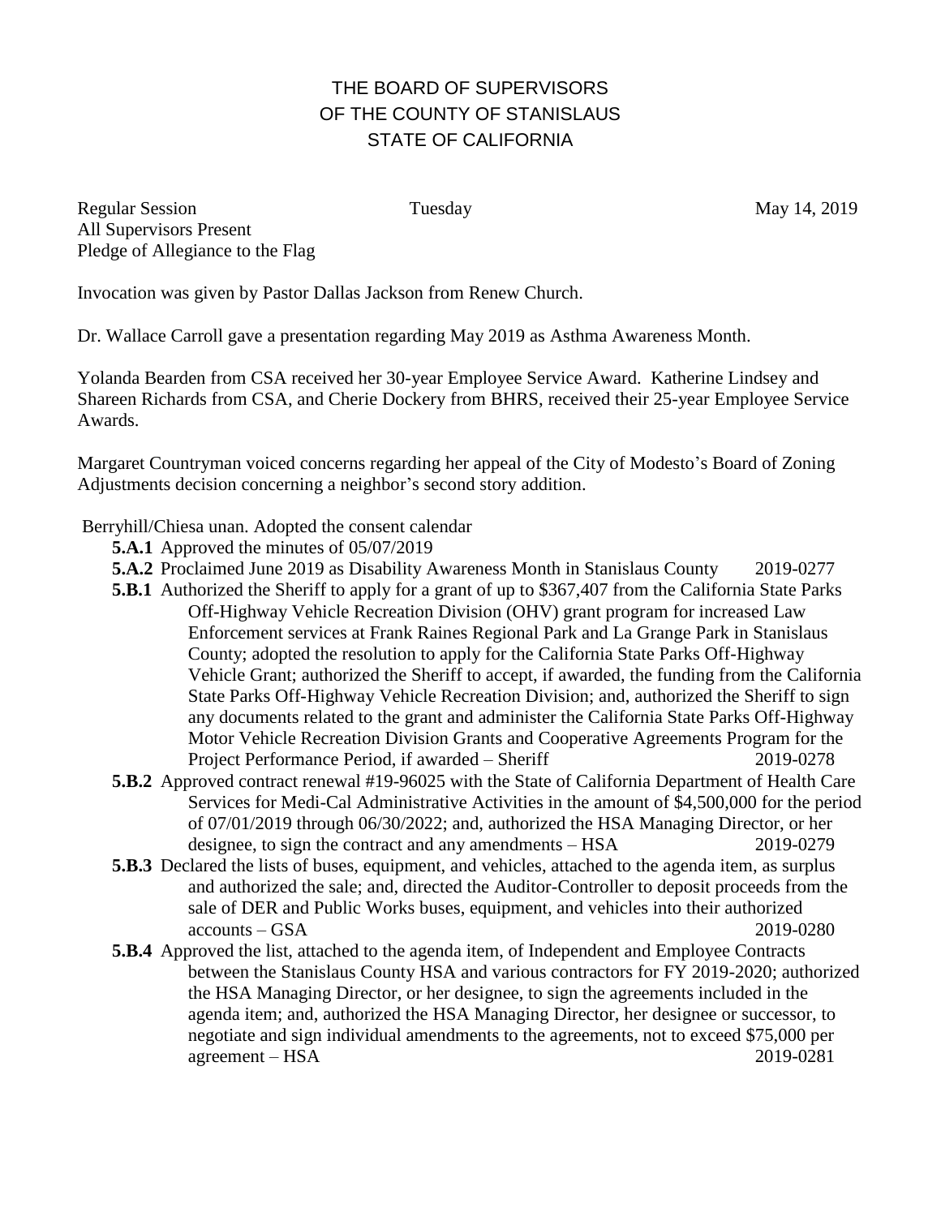# THE BOARD OF SUPERVISORS
# OF THE COUNTY OF STANISLAUS
# STATE OF CALIFORNIA

Regular Session Tuesday May 14, 2019
All Supervisors Present
Pledge of Allegiance to the Flag

Invocation was given by Pastor Dallas Jackson from Renew Church.

Dr. Wallace Carroll gave a presentation regarding May 2019 as Asthma Awareness Month.

Yolanda Bearden from CSA received her 30-year Employee Service Award. Katherine Lindsey and Shareen Richards from CSA, and Cherie Dockery from BHRS, received their 25-year Employee Service Awards.

Margaret Countryman voiced concerns regarding her appeal of the City of Modesto's Board of Zoning Adjustments decision concerning a neighbor's second story addition.

Berryhill/Chiesa unan. Adopted the consent calendar

- **5.A.1** Approved the minutes of 05/07/2019
- **5.A.2** Proclaimed June 2019 as Disability Awareness Month in Stanislaus County 2019-0277
- **5.B.1** Authorized the Sheriff to apply for a grant of up to $367,407 from the California State Parks Off-Highway Vehicle Recreation Division (OHV) grant program for increased Law Enforcement services at Frank Raines Regional Park and La Grange Park in Stanislaus County; adopted the resolution to apply for the California State Parks Off-Highway Vehicle Grant; authorized the Sheriff to accept, if awarded, the funding from the California State Parks Off-Highway Vehicle Recreation Division; and, authorized the Sheriff to sign any documents related to the grant and administer the California State Parks Off-Highway Motor Vehicle Recreation Division Grants and Cooperative Agreements Program for the Project Performance Period, if awarded – Sheriff 2019-0278
- **5.B.2** Approved contract renewal #19-96025 with the State of California Department of Health Care Services for Medi-Cal Administrative Activities in the amount of $4,500,000 for the period of 07/01/2019 through 06/30/2022; and, authorized the HSA Managing Director, or her designee, to sign the contract and any amendments – HSA 2019-0279
- **5.B.3** Declared the lists of buses, equipment, and vehicles, attached to the agenda item, as surplus and authorized the sale; and, directed the Auditor-Controller to deposit proceeds from the sale of DER and Public Works buses, equipment, and vehicles into their authorized accounts – GSA 2019-0280
- **5.B.4** Approved the list, attached to the agenda item, of Independent and Employee Contracts between the Stanislaus County HSA and various contractors for FY 2019-2020; authorized the HSA Managing Director, or her designee, to sign the agreements included in the agenda item; and, authorized the HSA Managing Director, her designee or successor, to negotiate and sign individual amendments to the agreements, not to exceed $75,000 per agreement – HSA 2019-0281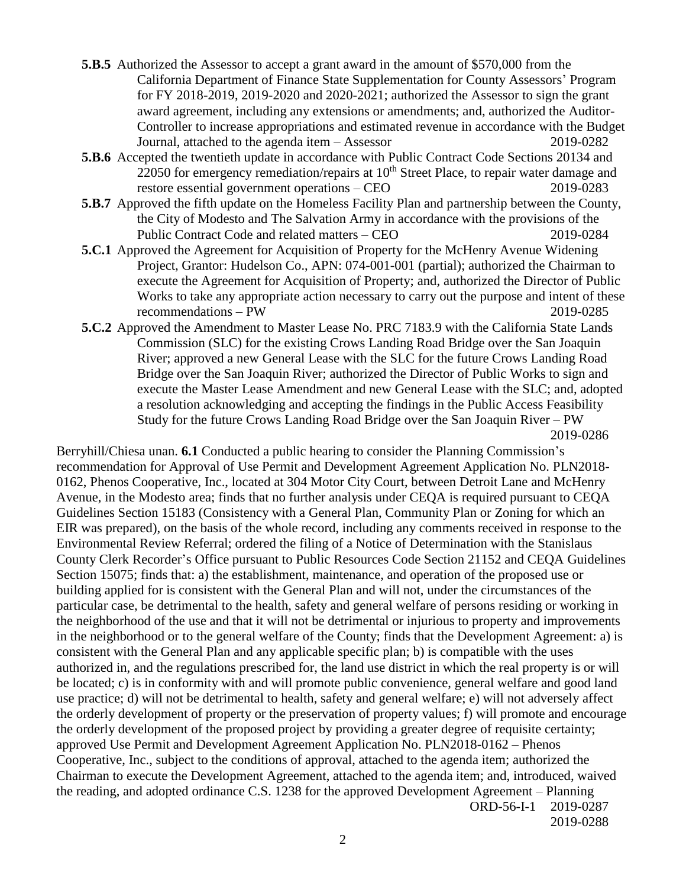**5.B.5** Authorized the Assessor to accept a grant award in the amount of $570,000 from the California Department of Finance State Supplementation for County Assessors' Program for FY 2018-2019, 2019-2020 and 2020-2021; authorized the Assessor to sign the grant award agreement, including any extensions or amendments; and, authorized the Auditor-Controller to increase appropriations and estimated revenue in accordance with the Budget Journal, attached to the agenda item – Assessor 2019-0282

**5.B.6** Accepted the twentieth update in accordance with Public Contract Code Sections 20134 and 22050 for emergency remediation/repairs at 10th Street Place, to repair water damage and restore essential government operations – CEO 2019-0283

**5.B.7** Approved the fifth update on the Homeless Facility Plan and partnership between the County, the City of Modesto and The Salvation Army in accordance with the provisions of the Public Contract Code and related matters – CEO 2019-0284

**5.C.1** Approved the Agreement for Acquisition of Property for the McHenry Avenue Widening Project, Grantor: Hudelson Co., APN: 074-001-001 (partial); authorized the Chairman to execute the Agreement for Acquisition of Property; and, authorized the Director of Public Works to take any appropriate action necessary to carry out the purpose and intent of these recommendations – PW 2019-0285

**5.C.2** Approved the Amendment to Master Lease No. PRC 7183.9 with the California State Lands Commission (SLC) for the existing Crows Landing Road Bridge over the San Joaquin River; approved a new General Lease with the SLC for the future Crows Landing Road Bridge over the San Joaquin River; authorized the Director of Public Works to sign and execute the Master Lease Amendment and new General Lease with the SLC; and, adopted a resolution acknowledging and accepting the findings in the Public Access Feasibility Study for the future Crows Landing Road Bridge over the San Joaquin River – PW 2019-0286

Berryhill/Chiesa unan. **6.1** Conducted a public hearing to consider the Planning Commission's recommendation for Approval of Use Permit and Development Agreement Application No. PLN2018-0162, Phenos Cooperative, Inc., located at 304 Motor City Court, between Detroit Lane and McHenry Avenue, in the Modesto area; finds that no further analysis under CEQA is required pursuant to CEQA Guidelines Section 15183 (Consistency with a General Plan, Community Plan or Zoning for which an EIR was prepared), on the basis of the whole record, including any comments received in response to the Environmental Review Referral; ordered the filing of a Notice of Determination with the Stanislaus County Clerk Recorder's Office pursuant to Public Resources Code Section 21152 and CEQA Guidelines Section 15075; finds that: a) the establishment, maintenance, and operation of the proposed use or building applied for is consistent with the General Plan and will not, under the circumstances of the particular case, be detrimental to the health, safety and general welfare of persons residing or working in the neighborhood of the use and that it will not be detrimental or injurious to property and improvements in the neighborhood or to the general welfare of the County; finds that the Development Agreement: a) is consistent with the General Plan and any applicable specific plan; b) is compatible with the uses authorized in, and the regulations prescribed for, the land use district in which the real property is or will be located; c) is in conformity with and will promote public convenience, general welfare and good land use practice; d) will not be detrimental to health, safety and general welfare; e) will not adversely affect the orderly development of property or the preservation of property values; f) will promote and encourage the orderly development of the proposed project by providing a greater degree of requisite certainty; approved Use Permit and Development Agreement Application No. PLN2018-0162 – Phenos Cooperative, Inc., subject to the conditions of approval, attached to the agenda item; authorized the Chairman to execute the Development Agreement, attached to the agenda item; and, introduced, waived the reading, and adopted ordinance C.S. 1238 for the approved Development Agreement – Planning ORD-56-I-1 2019-0287 2019-0288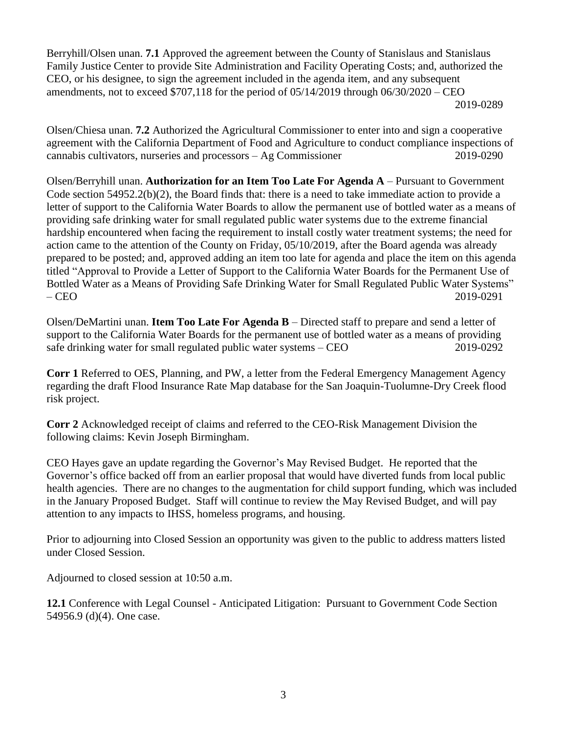Berryhill/Olsen unan. **7.1** Approved the agreement between the County of Stanislaus and Stanislaus Family Justice Center to provide Site Administration and Facility Operating Costs; and, authorized the CEO, or his designee, to sign the agreement included in the agenda item, and any subsequent amendments, not to exceed $707,118 for the period of 05/14/2019 through 06/30/2020 – CEO 2019-0289

Olsen/Chiesa unan. **7.2** Authorized the Agricultural Commissioner to enter into and sign a cooperative agreement with the California Department of Food and Agriculture to conduct compliance inspections of cannabis cultivators, nurseries and processors – Ag Commissioner 2019-0290

Olsen/Berryhill unan. **Authorization for an Item Too Late For Agenda A** – Pursuant to Government Code section 54952.2(b)(2), the Board finds that: there is a need to take immediate action to provide a letter of support to the California Water Boards to allow the permanent use of bottled water as a means of providing safe drinking water for small regulated public water systems due to the extreme financial hardship encountered when facing the requirement to install costly water treatment systems; the need for action came to the attention of the County on Friday, 05/10/2019, after the Board agenda was already prepared to be posted; and, approved adding an item too late for agenda and place the item on this agenda titled "Approval to Provide a Letter of Support to the California Water Boards for the Permanent Use of Bottled Water as a Means of Providing Safe Drinking Water for Small Regulated Public Water Systems" – CEO 2019-0291

Olsen/DeMartini unan. **Item Too Late For Agenda B** – Directed staff to prepare and send a letter of support to the California Water Boards for the permanent use of bottled water as a means of providing safe drinking water for small regulated public water systems – CEO 2019-0292

**Corr 1** Referred to OES, Planning, and PW, a letter from the Federal Emergency Management Agency regarding the draft Flood Insurance Rate Map database for the San Joaquin-Tuolumne-Dry Creek flood risk project.

**Corr 2** Acknowledged receipt of claims and referred to the CEO-Risk Management Division the following claims: Kevin Joseph Birmingham.

CEO Hayes gave an update regarding the Governor's May Revised Budget. He reported that the Governor's office backed off from an earlier proposal that would have diverted funds from local public health agencies. There are no changes to the augmentation for child support funding, which was included in the January Proposed Budget. Staff will continue to review the May Revised Budget, and will pay attention to any impacts to IHSS, homeless programs, and housing.

Prior to adjourning into Closed Session an opportunity was given to the public to address matters listed under Closed Session.

Adjourned to closed session at 10:50 a.m.

**12.1** Conference with Legal Counsel - Anticipated Litigation: Pursuant to Government Code Section 54956.9 (d)(4). One case.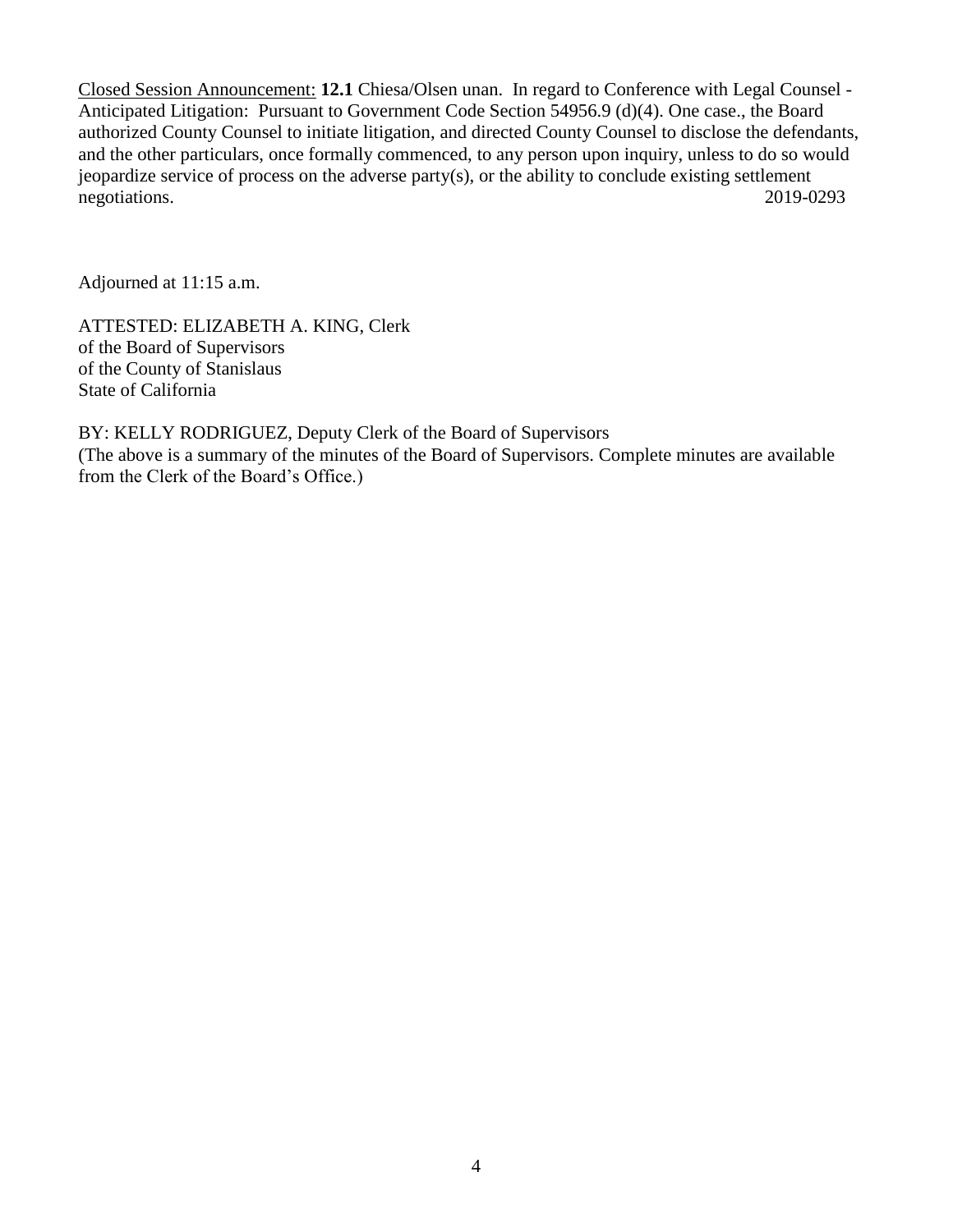<u>Closed Session Announcement:</u> **12.1** Chiesa/Olsen unan. In regard to Conference with Legal Counsel - Anticipated Litigation: Pursuant to Government Code Section 54956.9 (d)(4). One case., the Board authorized County Counsel to initiate litigation, and directed County Counsel to disclose the defendants, and the other particulars, once formally commenced, to any person upon inquiry, unless to do so would jeopardize service of process on the adverse party(s), or the ability to conclude existing settlement negotiations. 2019-0293

Adjourned at 11:15 a.m.

ATTESTED: ELIZABETH A. KING, Clerk
of the Board of Supervisors
of the County of Stanislaus
State of California

BY: KELLY RODRIGUEZ, Deputy Clerk of the Board of Supervisors
(The above is a summary of the minutes of the Board of Supervisors. Complete minutes are available from the Clerk of the Board's Office.)